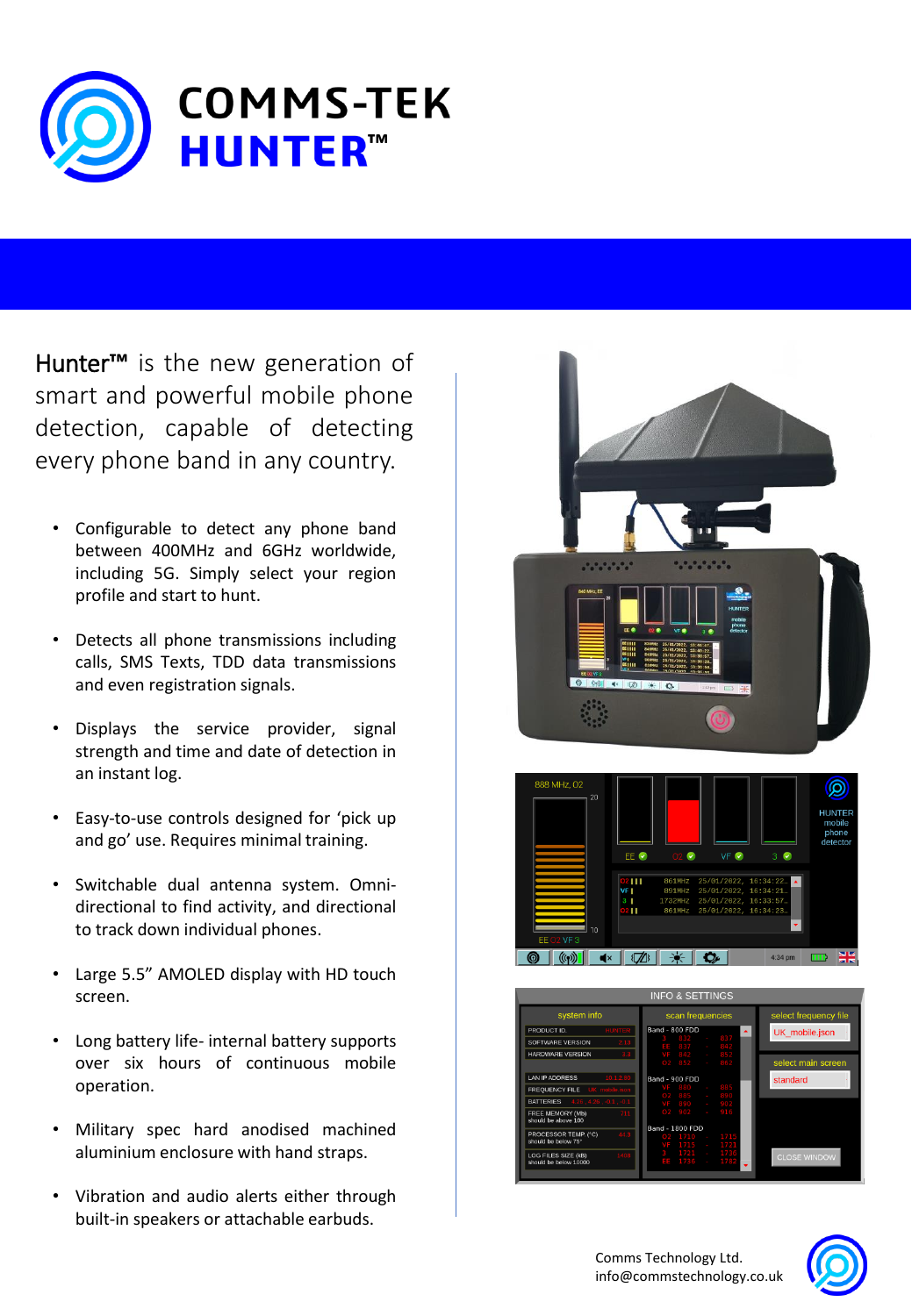# COMMS-TEK HUNTER™

Hunter™ is the new generation of smart and powerful mobile phone detection, capable of detecting every phone band in any country.

- Configurable to detect any phone band between 400MHz and 6GHz worldwide, including 5G. Simply select your region profile and start to hunt.
- Detects all phone transmissions including calls, SMS Texts, TDD data transmissions and even registration signals.
- Displays the service provider, signal strength and time and date of detection in an instant log.
- Easy-to-use controls designed for 'pick up and go' use. Requires minimal training.
- Switchable dual antenna system. Omni-directional to find activity, and directional to track down individual phones.
- Large 5.5" AMOLED display with HD touch screen.
- Long battery life- internal battery supports over six hours of continuous mobile operation.
- Military spec hard anodised machined aluminium enclosure with hand straps.
- Vibration and audio alerts either through built-in speakers or attachable earbuds.

Comms Technology Ltd.
info@commstechnology.co.uk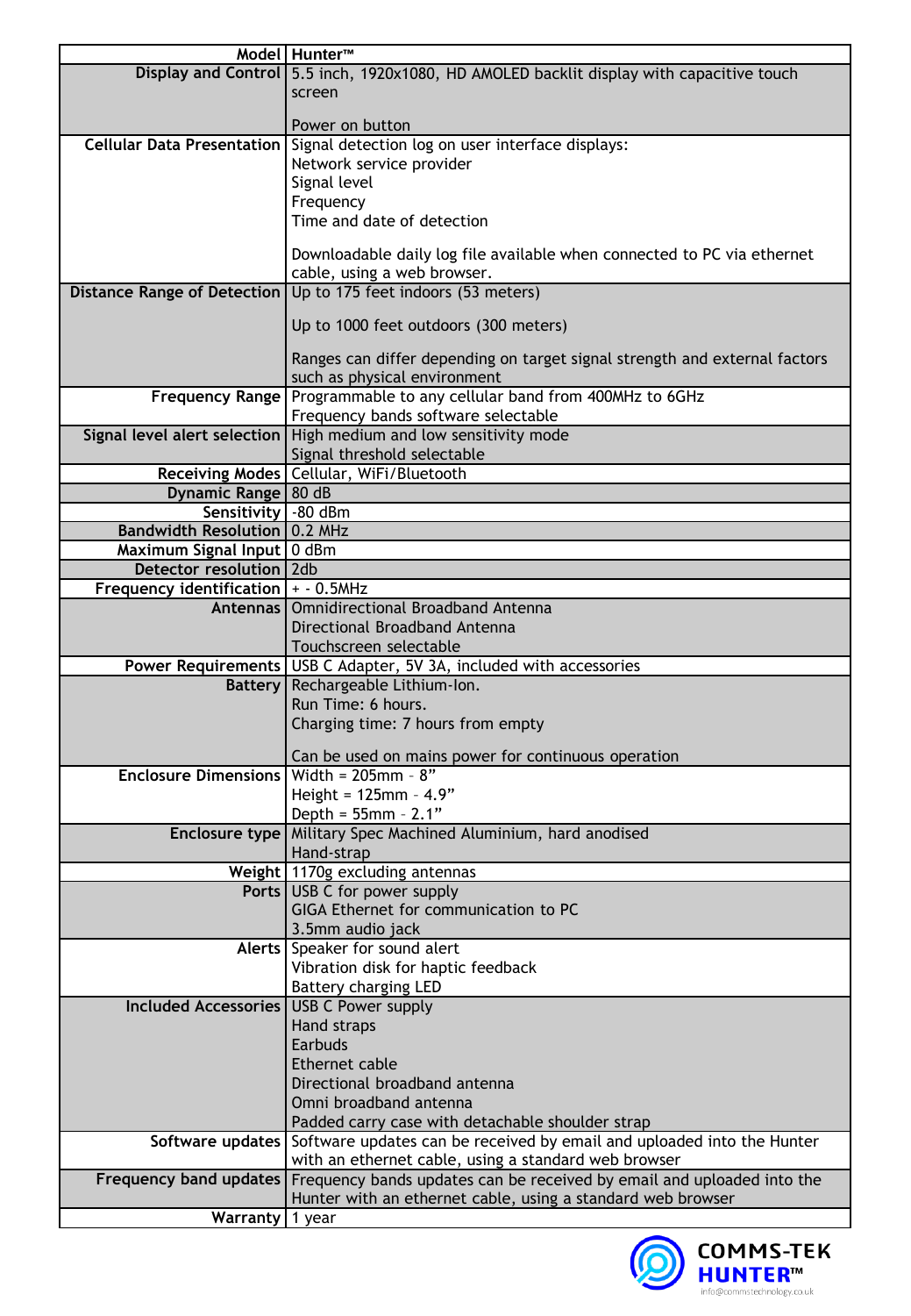| | |
|---|---|
| **Model** | **Hunter™** |
| **Display and Control** | 5.5 inch, 1920x1080, HD AMOLED backlit display with capacitive touch screen<br><br>Power on button |
| **Cellular Data Presentation** | Signal detection log on user interface displays:<br>Network service provider<br>Signal level<br>Frequency<br>Time and date of detection<br><br>Downloadable daily log file available when connected to PC via ethernet cable, using a web browser. |
| **Distance Range of Detection** | Up to 175 feet indoors (53 meters)<br><br>Up to 1000 feet outdoors (300 meters)<br><br>Ranges can differ depending on target signal strength and external factors such as physical environment |
| **Frequency Range** | Programmable to any cellular band from 400MHz to 6GHz<br>Frequency bands software selectable |
| **Signal level alert selection** | High medium and low sensitivity mode<br>Signal threshold selectable |
| **Receiving Modes** | Cellular, WiFi/Bluetooth |
| **Dynamic Range** | 80 dB |
| **Sensitivity** | -80 dBm |
| **Bandwidth Resolution** | 0.2 MHz |
| **Maximum Signal Input** | 0 dBm |
| **Detector resolution** | 2db |
| **Frequency identification** | + - 0.5MHz |
| **Antennas** | Omnidirectional Broadband Antenna<br>Directional Broadband Antenna<br>Touchscreen selectable |
| **Power Requirements** | USB C Adapter, 5V 3A, included with accessories |
| **Battery** | Rechargeable Lithium-Ion.<br>Run Time: 6 hours.<br>Charging time: 7 hours from empty<br><br>Can be used on mains power for continuous operation |
| **Enclosure Dimensions** | Width = 205mm - 8”<br>Height = 125mm - 4.9”<br>Depth = 55mm - 2.1” |
| **Enclosure type** | Military Spec Machined Aluminium, hard anodised<br>Hand-strap |
| **Weight** | 1170g excluding antennas |
| **Ports** | USB C for power supply<br>GIGA Ethernet for communication to PC<br>3.5mm audio jack |
| **Alerts** | Speaker for sound alert<br>Vibration disk for haptic feedback<br>Battery charging LED |
| **Included Accessories** | USB C Power supply<br>Hand straps<br>Earbuds<br>Ethernet cable<br>Directional broadband antenna<br>Omni broadband antenna<br>Padded carry case with detachable shoulder strap |
| **Software updates** | Software updates can be received by email and uploaded into the Hunter with an ethernet cable, using a standard web browser |
| **Frequency band updates** | Frequency bands updates can be received by email and uploaded into the Hunter with an ethernet cable, using a standard web browser |
| **Warranty** | 1 year |

COMMS-TEK
HUNTER™
info@commstechnology.co.uk